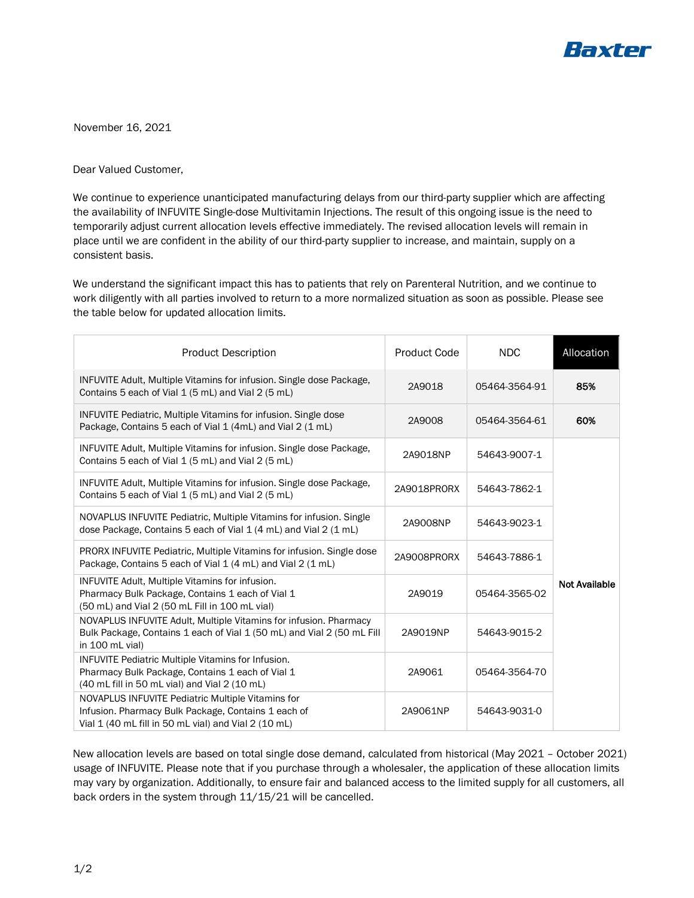Baxter

November 16, 2021

Dear Valued Customer,

We continue to experience unanticipated manufacturing delays from our third-party supplier which are affecting the availability of INFUVITE Single-dose Multivitamin Injections. The result of this ongoing issue is the need to temporarily adjust current allocation levels effective immediately. The revised allocation levels will remain in place until we are confident in the ability of our third-party supplier to increase, and maintain, supply on a consistent basis.

We understand the significant impact this has to patients that rely on Parenteral Nutrition, and we continue to work diligently with all parties involved to return to a more normalized situation as soon as possible. Please see the table below for updated allocation limits.

| Product Description | Product Code | NDC | Allocation |
|---|---|---|---|
| INFUVITE Adult, Multiple Vitamins for infusion. Single dose Package, Contains 5 each of Vial 1 (5 mL) and Vial 2 (5 mL) | 2A9018 | 05464-3564-91 | **85%** |
| INFUVITE Pediatric, Multiple Vitamins for infusion. Single dose Package, Contains 5 each of Vial 1 (4mL) and Vial 2 (1 mL) | 2A9008 | 05464-3564-61 | **60%** |
| INFUVITE Adult, Multiple Vitamins for infusion. Single dose Package, Contains 5 each of Vial 1 (5 mL) and Vial 2 (5 mL) | 2A9018NP | 54643-9007-1 | **Not Available** |
| INFUVITE Adult, Multiple Vitamins for infusion. Single dose Package, Contains 5 each of Vial 1 (5 mL) and Vial 2 (5 mL) | 2A9018PRORX | 54643-7862-1 | **Not Available** |
| NOVAPLUS INFUVITE Pediatric, Multiple Vitamins for infusion. Single dose Package, Contains 5 each of Vial 1 (4 mL) and Vial 2 (1 mL) | 2A9008NP | 54643-9023-1 | **Not Available** |
| PRORX INFUVITE Pediatric, Multiple Vitamins for infusion. Single dose Package, Contains 5 each of Vial 1 (4 mL) and Vial 2 (1 mL) | 2A9008PRORX | 54643-7886-1 | **Not Available** |
| INFUVITE Adult, Multiple Vitamins for infusion. Pharmacy Bulk Package, Contains 1 each of Vial 1 (50 mL) and Vial 2 (50 mL Fill in 100 mL vial) | 2A9019 | 05464-3565-02 | **Not Available** |
| NOVAPLUS INFUVITE Adult, Multiple Vitamins for infusion. Pharmacy Bulk Package, Contains 1 each of Vial 1 (50 mL) and Vial 2 (50 mL Fill in 100 mL vial) | 2A9019NP | 54643-9015-2 | **Not Available** |
| INFUVITE Pediatric Multiple Vitamins for Infusion. Pharmacy Bulk Package, Contains 1 each of Vial 1 (40 mL fill in 50 mL vial) and Vial 2 (10 mL) | 2A9061 | 05464-3564-70 | **Not Available** |
| NOVAPLUS INFUVITE Pediatric Multiple Vitamins for Infusion. Pharmacy Bulk Package, Contains 1 each of Vial 1 (40 mL fill in 50 mL vial) and Vial 2 (10 mL) | 2A9061NP | 54643-9031-0 | **Not Available** |

New allocation levels are based on total single dose demand, calculated from historical (May 2021 – October 2021) usage of INFUVITE. Please note that if you purchase through a wholesaler, the application of these allocation limits may vary by organization. Additionally, to ensure fair and balanced access to the limited supply for all customers, all back orders in the system through 11/15/21 will be cancelled.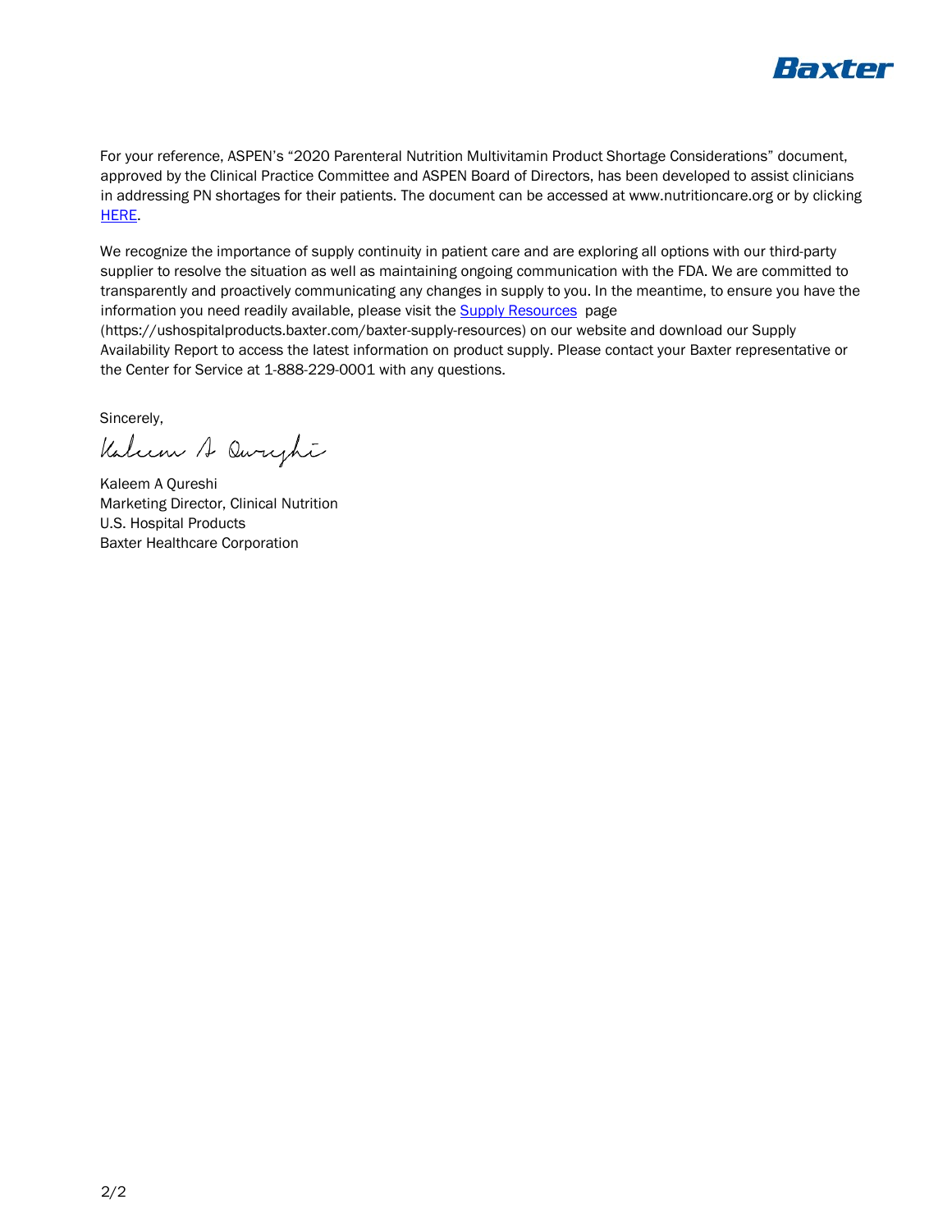For your reference, ASPEN's "2020 Parenteral Nutrition Multivitamin Product Shortage Considerations" document, approved by the Clinical Practice Committee and ASPEN Board of Directors, has been developed to assist clinicians in addressing PN shortages for their patients. The document can be accessed at www.nutritioncare.org or by clicking HERE.

We recognize the importance of supply continuity in patient care and are exploring all options with our third-party supplier to resolve the situation as well as maintaining ongoing communication with the FDA. We are committed to transparently and proactively communicating any changes in supply to you. In the meantime, to ensure you have the information you need readily available, please visit the Supply Resources page (https://ushospitalproducts.baxter.com/baxter-supply-resources) on our website and download our Supply Availability Report to access the latest information on product supply. Please contact your Baxter representative or the Center for Service at 1-888-229-0001 with any questions.

Sincerely,

Kaleem A Qureshi
Marketing Director, Clinical Nutrition
U.S. Hospital Products
Baxter Healthcare Corporation